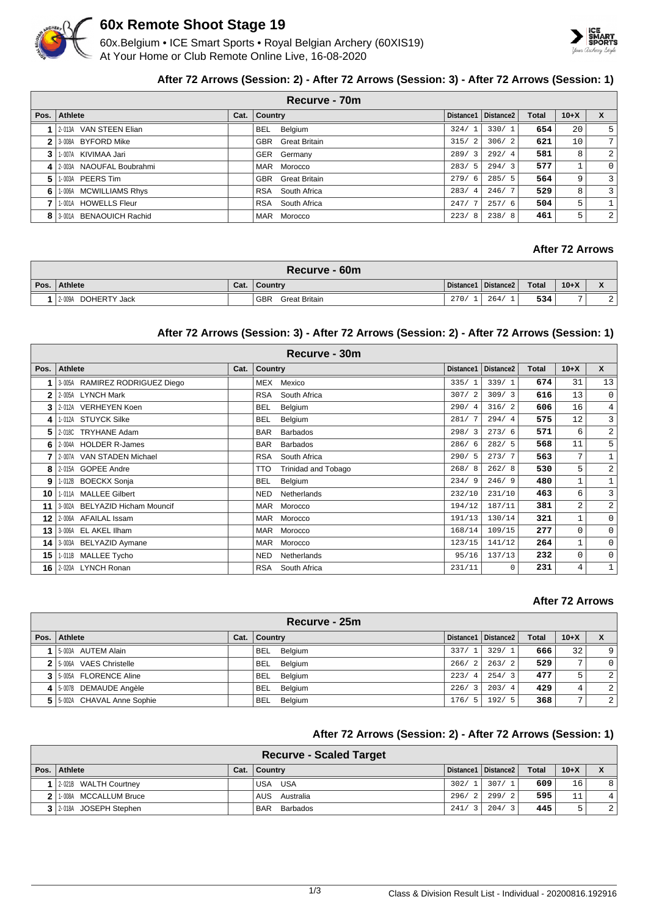# 60x Remote Shoot Stage 19

60x.Belgium • ICE Smart Sports • Royal Belgian Archery (60XIS19)
At Your Home or Club Remote Online Live, 16-08-2020

### After 72 Arrows (Session: 2) - After 72 Arrows (Session: 3) - After 72 Arrows (Session: 1)

**Recurve - 70m**

| Pos. | Athlete | Cat. | Country | Distance1 | Distance2 | Total | 10+X | X |
|---|---|---|---|---|---|---|---|---|
| 1 | 2-013A VAN STEEN Elian | | BEL Belgium | 324/ 1 | 330/ 1 | 654 | 20 | 5 |
| 2 | 3-008A BYFORD Mike | | GBR Great Britain | 315/ 2 | 306/ 2 | 621 | 10 | 7 |
| 3 | 1-007A KIVIMAA Jari | | GER Germany | 289/ 3 | 292/ 4 | 581 | 8 | 2 |
| 4 | 2-003A NAOUFAL Boubrahmi | | MAR Morocco | 283/ 5 | 294/ 3 | 577 | 1 | 0 |
| 5 | 1-003A PEERS Tim | | GBR Great Britain | 279/ 6 | 285/ 5 | 564 | 9 | 3 |
| 6 | 1-006A MCWILLIAMS Rhys | | RSA South Africa | 283/ 4 | 246/ 7 | 529 | 8 | 3 |
| 7 | 1-001A HOWELLS Fleur | | RSA South Africa | 247/ 7 | 257/ 6 | 504 | 5 | 1 |
| 8 | 3-001A BENAOUICH Rachid | | MAR Morocco | 223/ 8 | 238/ 8 | 461 | 5 | 2 |

### After 72 Arrows

**Recurve - 60m**

| Pos. | Athlete | Cat. | Country | Distance1 | Distance2 | Total | 10+X | X |
|---|---|---|---|---|---|---|---|---|
| 1 | 2-009A DOHERTY Jack | | GBR Great Britain | 270/ 1 | 264/ 1 | 534 | 7 | 2 |

### After 72 Arrows (Session: 3) - After 72 Arrows (Session: 2) - After 72 Arrows (Session: 1)

**Recurve - 30m**

| Pos. | Athlete | Cat. | Country | Distance1 | Distance2 | Total | 10+X | X |
|---|---|---|---|---|---|---|---|---|
| 1 | 3-005A RAMIREZ RODRIGUEZ Diego | | MEX Mexico | 335/ 1 | 339/ 1 | 674 | 31 | 13 |
| 2 | 2-005A LYNCH Mark | | RSA South Africa | 307/ 2 | 309/ 3 | 616 | 13 | 0 |
| 3 | 2-012A VERHEYEN Koen | | BEL Belgium | 290/ 4 | 316/ 2 | 606 | 16 | 4 |
| 4 | 1-012A STUYCK Silke | | BEL Belgium | 281/ 7 | 294/ 4 | 575 | 12 | 3 |
| 5 | 2-018C TRYHANE Adam | | BAR Barbados | 298/ 3 | 273/ 6 | 571 | 6 | 2 |
| 6 | 2-004A HOLDER R-James | | BAR Barbados | 286/ 6 | 282/ 5 | 568 | 11 | 5 |
| 7 | 2-007A VAN STADEN Michael | | RSA South Africa | 290/ 5 | 273/ 7 | 563 | 7 | 1 |
| 8 | 2-015A GOPEE Andre | | TTO Trinidad and Tobago | 268/ 8 | 262/ 8 | 530 | 5 | 2 |
| 9 | 1-012B BOECKX Sonja | | BEL Belgium | 234/ 9 | 246/ 9 | 480 | 1 | 1 |
| 10 | 1-011A MALLEE Gilbert | | NED Netherlands | 232/10 | 231/10 | 463 | 6 | 3 |
| 11 | 3-002A BELYAZID Hicham Mouncif | | MAR Morocco | 194/12 | 187/11 | 381 | 2 | 2 |
| 12 | 2-006A AFAILAL Issam | | MAR Morocco | 191/13 | 130/14 | 321 | 1 | 0 |
| 13 | 3-006A EL AKEL Ilham | | MAR Morocco | 168/14 | 109/15 | 277 | 0 | 0 |
| 14 | 3-003A BELYAZID Aymane | | MAR Morocco | 123/15 | 141/12 | 264 | 1 | 0 |
| 15 | 1-011B MALLEE Tycho | | NED Netherlands | 95/16 | 137/13 | 232 | 0 | 0 |
| 16 | 2-020A LYNCH Ronan | | RSA South Africa | 231/11 | 0 | 231 | 4 | 1 |

### After 72 Arrows

**Recurve - 25m**

| Pos. | Athlete | Cat. | Country | Distance1 | Distance2 | Total | 10+X | X |
|---|---|---|---|---|---|---|---|---|
| 1 | 5-003A AUTEM Alain | | BEL Belgium | 337/ 1 | 329/ 1 | 666 | 32 | 9 |
| 2 | 5-006A VAES Christelle | | BEL Belgium | 266/ 2 | 263/ 2 | 529 | 7 | 0 |
| 3 | 5-005A FLORENCE Aline | | BEL Belgium | 223/ 4 | 254/ 3 | 477 | 5 | 2 |
| 4 | 5-007B DEMAUDE Angèle | | BEL Belgium | 226/ 3 | 203/ 4 | 429 | 4 | 2 |
| 5 | 5-002A CHAVAL Anne Sophie | | BEL Belgium | 176/ 5 | 192/ 5 | 368 | 7 | 2 |

### After 72 Arrows (Session: 2) - After 72 Arrows (Session: 1)

**Recurve - Scaled Target**

| Pos. | Athlete | Cat. | Country | Distance1 | Distance2 | Total | 10+X | X |
|---|---|---|---|---|---|---|---|---|
| 1 | 2-021B WALTH Courtney | | USA USA | 302/ 1 | 307/ 1 | 609 | 16 | 8 |
| 2 | 1-008A MCCALLUM Bruce | | AUS Australia | 296/ 2 | 299/ 2 | 595 | 11 | 4 |
| 3 | 2-018A JOSEPH Stephen | | BAR Barbados | 241/ 3 | 204/ 3 | 445 | 5 | 2 |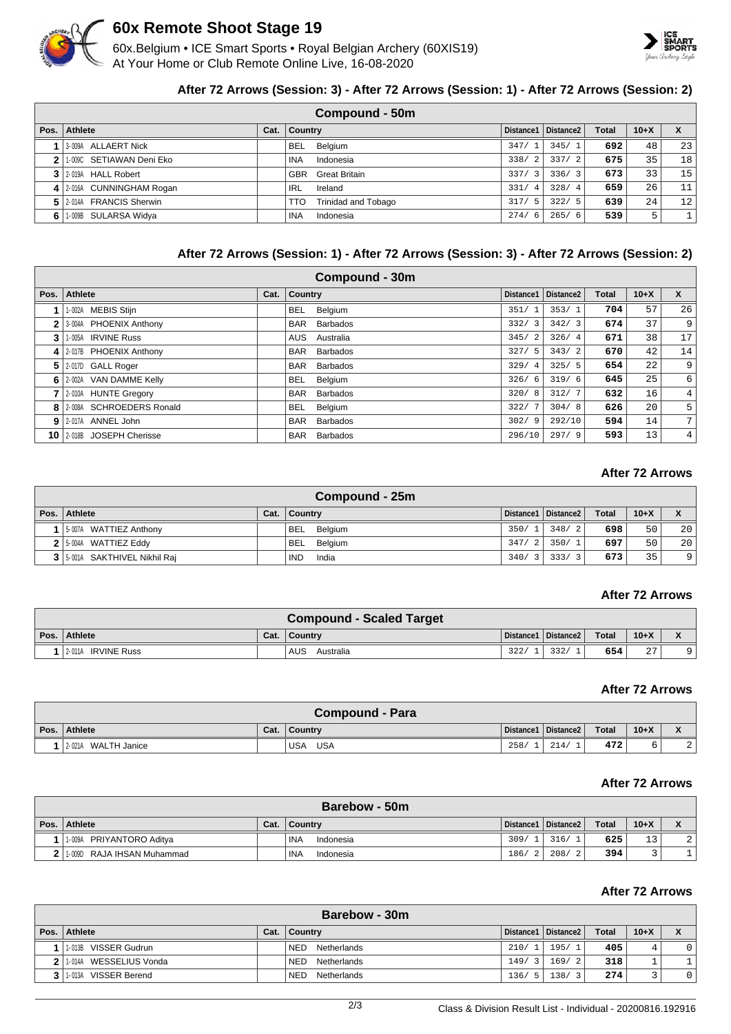# 60x Remote Shoot Stage 19

60x.Belgium • ICE Smart Sports • Royal Belgian Archery (60XIS19)
At Your Home or Club Remote Online Live, 16-08-2020

### After 72 Arrows (Session: 3) - After 72 Arrows (Session: 1) - After 72 Arrows (Session: 2)

**Compound - 50m**

| Pos. | Athlete | Cat. | Country | Distance1 | Distance2 | Total | 10+X | X |
|---|---|---|---|---|---|---|---|---|
| 1 | 3-009A ALLAERT Nick | | BEL Belgium | 347/ 1 | 345/ 1 | 692 | 48 | 23 |
| 2 | 1-009C SETIAWAN Deni Eko | | INA Indonesia | 338/ 2 | 337/ 2 | 675 | 35 | 18 |
| 3 | 2-019A HALL Robert | | GBR Great Britain | 337/ 3 | 336/ 3 | 673 | 33 | 15 |
| 4 | 2-016A CUNNINGHAM Rogan | | IRL Ireland | 331/ 4 | 328/ 4 | 659 | 26 | 11 |
| 5 | 2-014A FRANCIS Sherwin | | TTO Trinidad and Tobago | 317/ 5 | 322/ 5 | 639 | 24 | 12 |
| 6 | 1-009B SULARSA Widya | | INA Indonesia | 274/ 6 | 265/ 6 | 539 | 5 | 1 |

### After 72 Arrows (Session: 1) - After 72 Arrows (Session: 3) - After 72 Arrows (Session: 2)

**Compound - 30m**

| Pos. | Athlete | Cat. | Country | Distance1 | Distance2 | Total | 10+X | X |
|---|---|---|---|---|---|---|---|---|
| 1 | 1-002A MEBIS Stijn | | BEL Belgium | 351/ 1 | 353/ 1 | 704 | 57 | 26 |
| 2 | 3-004A PHOENIX Anthony | | BAR Barbados | 332/ 3 | 342/ 3 | 674 | 37 | 9 |
| 3 | 1-005A IRVINE Russ | | AUS Australia | 345/ 2 | 326/ 4 | 671 | 38 | 17 |
| 4 | 2-017B PHOENIX Anthony | | BAR Barbados | 327/ 5 | 343/ 2 | 670 | 42 | 14 |
| 5 | 2-017D GALL Roger | | BAR Barbados | 329/ 4 | 325/ 5 | 654 | 22 | 9 |
| 6 | 2-002A VAN DAMME Kelly | | BEL Belgium | 326/ 6 | 319/ 6 | 645 | 25 | 6 |
| 7 | 2-010A HUNTE Gregory | | BAR Barbados | 320/ 8 | 312/ 7 | 632 | 16 | 4 |
| 8 | 2-008A SCHROEDERS Ronald | | BEL Belgium | 322/ 7 | 304/ 8 | 626 | 20 | 5 |
| 9 | 2-017A ANNEL John | | BAR Barbados | 302/ 9 | 292/10 | 594 | 14 | 7 |
| 10 | 2-018B JOSEPH Cherisse | | BAR Barbados | 296/10 | 297/ 9 | 593 | 13 | 4 |

### After 72 Arrows

**Compound - 25m**

| Pos. | Athlete | Cat. | Country | Distance1 | Distance2 | Total | 10+X | X |
|---|---|---|---|---|---|---|---|---|
| 1 | 5-007A WATTIEZ Anthony | | BEL Belgium | 350/ 1 | 348/ 2 | 698 | 50 | 20 |
| 2 | 5-004A WATTIEZ Eddy | | BEL Belgium | 347/ 2 | 350/ 1 | 697 | 50 | 20 |
| 3 | 5-001A SAKTHIVEL Nikhil Raj | | IND India | 340/ 3 | 333/ 3 | 673 | 35 | 9 |

### After 72 Arrows

**Compound - Scaled Target**

| Pos. | Athlete | Cat. | Country | Distance1 | Distance2 | Total | 10+X | X |
|---|---|---|---|---|---|---|---|---|
| 1 | 2-011A IRVINE Russ | | AUS Australia | 322/ 1 | 332/ 1 | 654 | 27 | 9 |

### After 72 Arrows

**Compound - Para**

| Pos. | Athlete | Cat. | Country | Distance1 | Distance2 | Total | 10+X | X |
|---|---|---|---|---|---|---|---|---|
| 1 | 2-021A WALTH Janice | | USA USA | 258/ 1 | 214/ 1 | 472 | 6 | 2 |

### After 72 Arrows

**Barebow - 50m**

| Pos. | Athlete | Cat. | Country | Distance1 | Distance2 | Total | 10+X | X |
|---|---|---|---|---|---|---|---|---|
| 1 | 1-009A PRIYANTORO Aditya | | INA Indonesia | 309/ 1 | 316/ 1 | 625 | 13 | 2 |
| 2 | 1-009D RAJA IHSAN Muhammad | | INA Indonesia | 186/ 2 | 208/ 2 | 394 | 3 | 1 |

### After 72 Arrows

**Barebow - 30m**

| Pos. | Athlete | Cat. | Country | Distance1 | Distance2 | Total | 10+X | X |
|---|---|---|---|---|---|---|---|---|
| 1 | 1-013B VISSER Gudrun | | NED Netherlands | 210/ 1 | 195/ 1 | 405 | 4 | 0 |
| 2 | 1-014A WESSELIUS Vonda | | NED Netherlands | 149/ 3 | 169/ 2 | 318 | 1 | 1 |
| 3 | 1-013A VISSER Berend | | NED Netherlands | 136/ 5 | 138/ 3 | 274 | 3 | 0 |

Class & Division Result List - Individual - 20200816.192916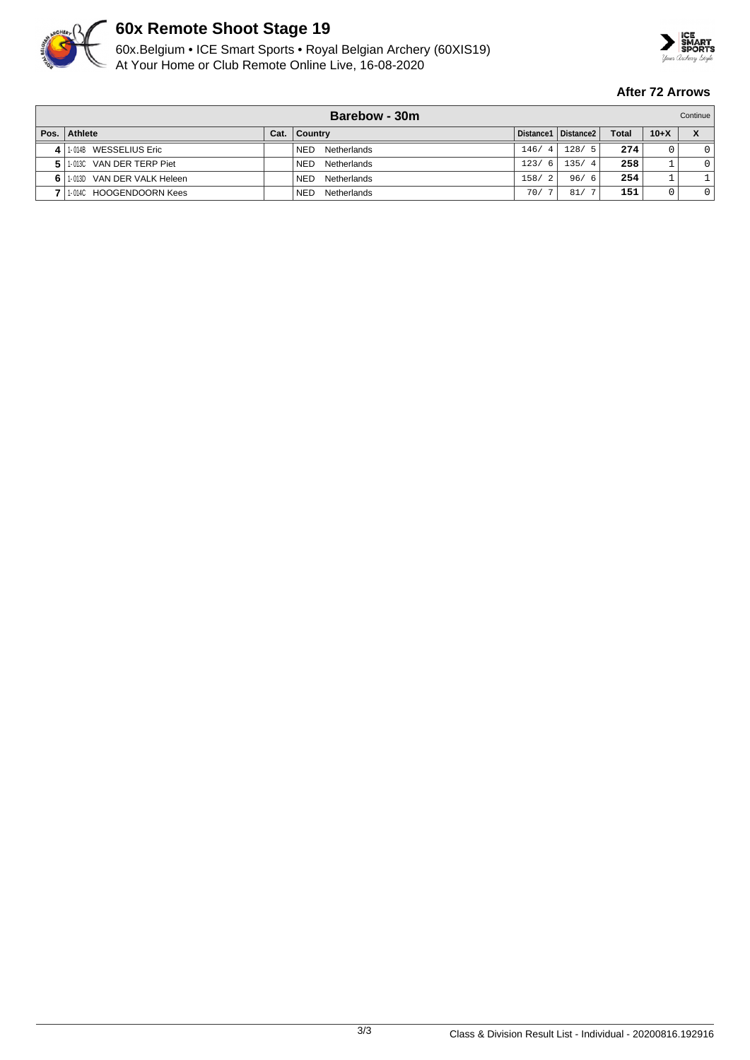# 60x Remote Shoot Stage 19

60x.Belgium • ICE Smart Sports • Royal Belgian Archery (60XIS19)
At Your Home or Club Remote Online Live, 16-08-2020

**After 72 Arrows**

| Barebow - 30m | | | | | | | | Continue |
|---|---|---|---|---|---|---|---|---|
| Pos. | Athlete | Cat. | Country | Distance1 | Distance2 | Total | 10+X | X |
| 4 | 1-014B WESSELIUS Eric | | NED Netherlands | 146/ 4 | 128/ 5 | 274 | 0 | 0 |
| 5 | 1-013C VAN DER TERP Piet | | NED Netherlands | 123/ 6 | 135/ 4 | 258 | 1 | 0 |
| 6 | 1-013D VAN DER VALK Heleen | | NED Netherlands | 158/ 2 | 96/ 6 | 254 | 1 | 1 |
| 7 | 1-014C HOOGENDOORN Kees | | NED Netherlands | 70/ 7 | 81/ 7 | 151 | 0 | 0 |

Class & Division Result List - Individual - 20200816.192916